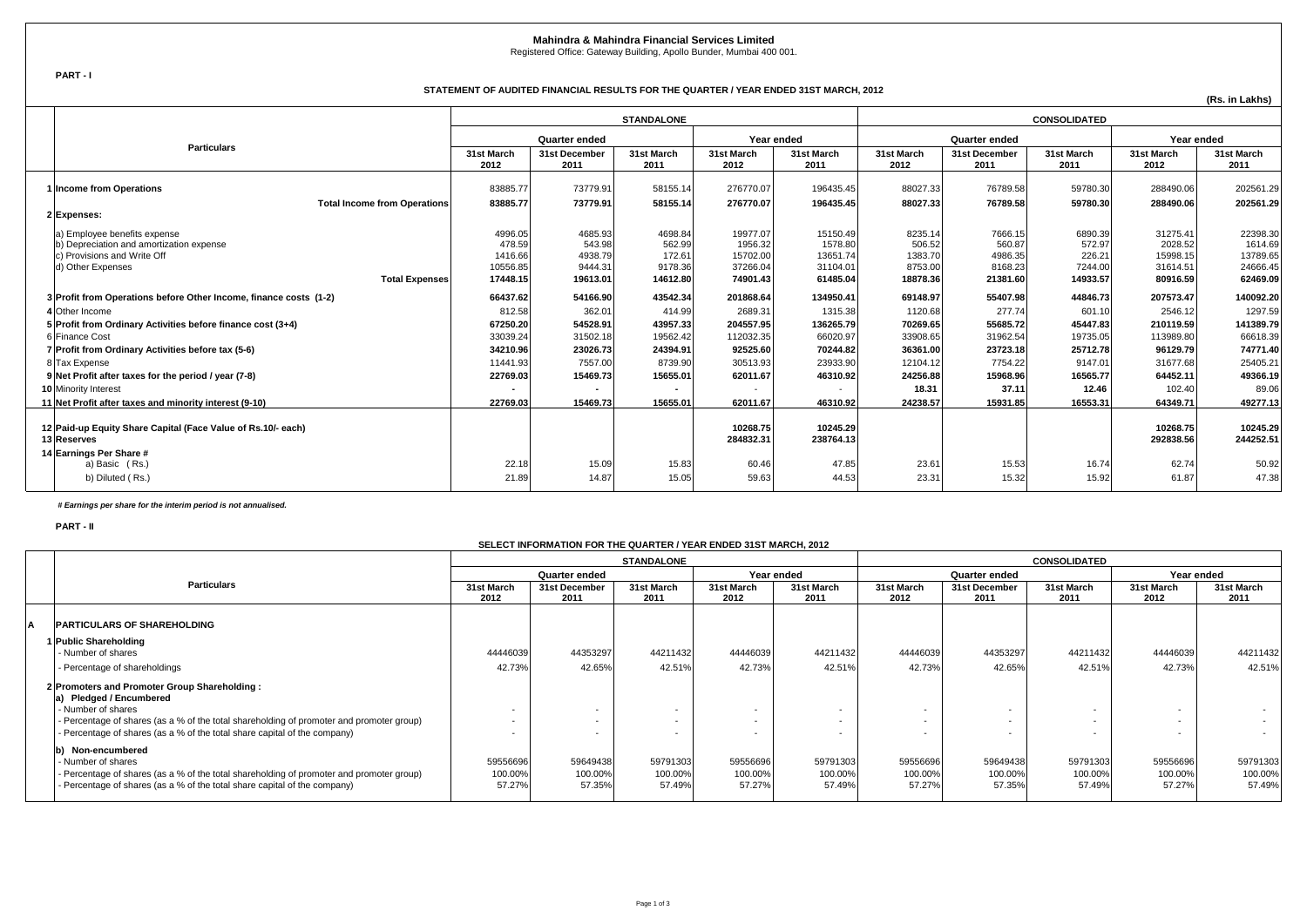**Mahindra & Mahindra Financial Services Limited**

Registered Office: Gateway Building, Apollo Bunder, Mumbai 400 001.

**PART - I**

**STATEMENT OF AUDITED FINANCIAL RESULTS FOR THE QUARTER / YEAR ENDED 31ST MARCH, 2012**

**(Rs. in Lakhs)**

| | Particulars | STANDALONE | | | | | CONSOLIDATED | | | | |
|---|---|---|---|---|---|---|---|---|---|---|---|
| | | Quarter ended | | | Year ended | | Quarter ended | | | Year ended | |
| | | 31st March 2012 | 31st December 2011 | 31st March 2011 | 31st March 2012 | 31st March 2011 | 31st March 2012 | 31st December 2011 | 31st March 2011 | 31st March 2012 | 31st March 2011 |
| 1 | Income from Operations | 83885.77 | 73779.91 | 58155.14 | 276770.07 | 196435.45 | 88027.33 | 76789.58 | 59780.30 | 288490.06 | 202561.29 |
| | **Total Income from Operations** | **83885.77** | **73779.91** | **58155.14** | **276770.07** | **196435.45** | **88027.33** | **76789.58** | **59780.30** | **288490.06** | **202561.29** |
| 2 | **Expenses:** | | | | | | | | | | |
| | a) Employee benefits expense | 4996.05 | 4685.93 | 4698.84 | 19977.07 | 15150.49 | 8235.14 | 7666.15 | 6890.39 | 31275.41 | 22398.30 |
| | b) Depreciation and amortization expense | 478.59 | 543.98 | 562.99 | 1956.32 | 1578.80 | 506.52 | 560.87 | 572.97 | 2028.52 | 1614.69 |
| | c) Provisions and Write Off | 1416.66 | 4938.79 | 172.61 | 15702.00 | 13651.74 | 1383.70 | 4986.35 | 226.21 | 15998.15 | 13789.65 |
| | d) Other Expenses | 10556.85 | 9444.31 | 9178.36 | 37266.04 | 31104.01 | 8753.00 | 8168.23 | 7244.00 | 31614.51 | 24666.45 |
| | **Total Expenses** | **17448.15** | **19613.01** | **14612.80** | **74901.43** | **61485.04** | **18878.36** | **21381.60** | **14933.57** | **80916.59** | **62469.09** |
| 3 | **Profit from Operations before Other Income, finance costs (1-2)** | **66437.62** | **54166.90** | **43542.34** | **201868.64** | **134950.41** | **69148.97** | **55407.98** | **44846.73** | **207573.47** | **140092.20** |
| 4 | Other Income | 812.58 | 362.01 | 414.99 | 2689.31 | 1315.38 | 1120.68 | 277.74 | 601.10 | 2546.12 | 1297.59 |
| 5 | **Profit from Ordinary Activities before finance cost (3+4)** | **67250.20** | **54528.91** | **43957.33** | **204557.95** | **136265.79** | **70269.65** | **55685.72** | **45447.83** | **210119.59** | **141389.79** |
| 6 | Finance Cost | 33039.24 | 31502.18 | 19562.42 | 112032.35 | 66020.97 | 33908.65 | 31962.54 | 19735.05 | 113989.80 | 66618.39 |
| 7 | **Profit from Ordinary Activities before tax (5-6)** | **34210.96** | **23026.73** | **24394.91** | **92525.60** | **70244.82** | **36361.00** | **23723.18** | **25712.78** | **96129.79** | **74771.40** |
| 8 | Tax Expense | 11441.93 | 7557.00 | 8739.90 | 30513.93 | 23933.90 | 12104.12 | 7754.22 | 9147.01 | 31677.68 | 25405.21 |
| 9 | **Net Profit after taxes for the period / year (7-8)** | **22769.03** | **15469.73** | **15655.01** | **62011.67** | **46310.92** | **24256.88** | **15968.96** | **16565.77** | **64452.11** | **49366.19** |
| 10 | Minority Interest | - | - | - | - | - | **18.31** | **37.11** | **12.46** | 102.40 | 89.06 |
| 11 | **Net Profit after taxes and minority interest (9-10)** | **22769.03** | **15469.73** | **15655.01** | **62011.67** | **46310.92** | **24238.57** | **15931.85** | **16553.31** | **64349.71** | **49277.13** |
| 12 | **Paid-up Equity Share Capital (Face Value of Rs.10/- each)** | | | | **10268.75** | **10245.29** | | | | **10268.75** | **10245.29** |
| 13 | **Reserves** | | | | **284832.31** | **238764.13** | | | | **292838.56** | **244252.51** |
| 14 | **Earnings Per Share #** | | | | | | | | | | |
| | a) Basic ( Rs.) | 22.18 | 15.09 | 15.83 | 60.46 | 47.85 | 23.61 | 15.53 | 16.74 | 62.74 | 50.92 |
| | b) Diluted ( Rs.) | 21.89 | 14.87 | 15.05 | 59.63 | 44.53 | 23.31 | 15.32 | 15.92 | 61.87 | 47.38 |

***# Earnings per share for the interim period is not annualised.***

**PART - II**

**SELECT INFORMATION FOR THE QUARTER / YEAR ENDED 31ST MARCH, 2012**

| | Particulars | STANDALONE | | | | | CONSOLIDATED | | | | |
|---|---|---|---|---|---|---|---|---|---|---|---|
| | | Quarter ended | | | Year ended | | Quarter ended | | | Year ended | |
| | | 31st March 2012 | 31st December 2011 | 31st March 2011 | 31st March 2012 | 31st March 2011 | 31st March 2012 | 31st December 2011 | 31st March 2011 | 31st March 2012 | 31st March 2011 |
| A | **PARTICULARS OF SHAREHOLDING** | | | | | | | | | | |
| 1 | **Public Shareholding** | | | | | | | | | | |
| | - Number of shares | 44446039 | 44353297 | 44211432 | 44446039 | 44211432 | 44446039 | 44353297 | 44211432 | 44446039 | 44211432 |
| | - Percentage of shareholdings | 42.73% | 42.65% | 42.51% | 42.73% | 42.51% | 42.73% | 42.65% | 42.51% | 42.73% | 42.51% |
| 2 | **Promoters and Promoter Group Shareholding :** | | | | | | | | | | |
| | **a) Pledged / Encumbered** | | | | | | | | | | |
| | - Number of shares | - | - | - | - | - | - | - | - | - | - |
| | - Percentage of shares (as a % of the total shareholding of promoter and promoter group) | - | - | - | - | - | - | - | - | - | - |
| | - Percentage of shares (as a % of the total share capital of the company) | - | - | - | - | - | - | - | - | - | - |
| | **b) Non-encumbered** | | | | | | | | | | |
| | - Number of shares | 59556696 | 59649438 | 59791303 | 59556696 | 59791303 | 59556696 | 59649438 | 59791303 | 59556696 | 59791303 |
| | - Percentage of shares (as a % of the total shareholding of promoter and promoter group) | 100.00% | 100.00% | 100.00% | 100.00% | 100.00% | 100.00% | 100.00% | 100.00% | 100.00% | 100.00% |
| | - Percentage of shares (as a % of the total share capital of the company) | 57.27% | 57.35% | 57.49% | 57.27% | 57.49% | 57.27% | 57.35% | 57.49% | 57.27% | 57.49% |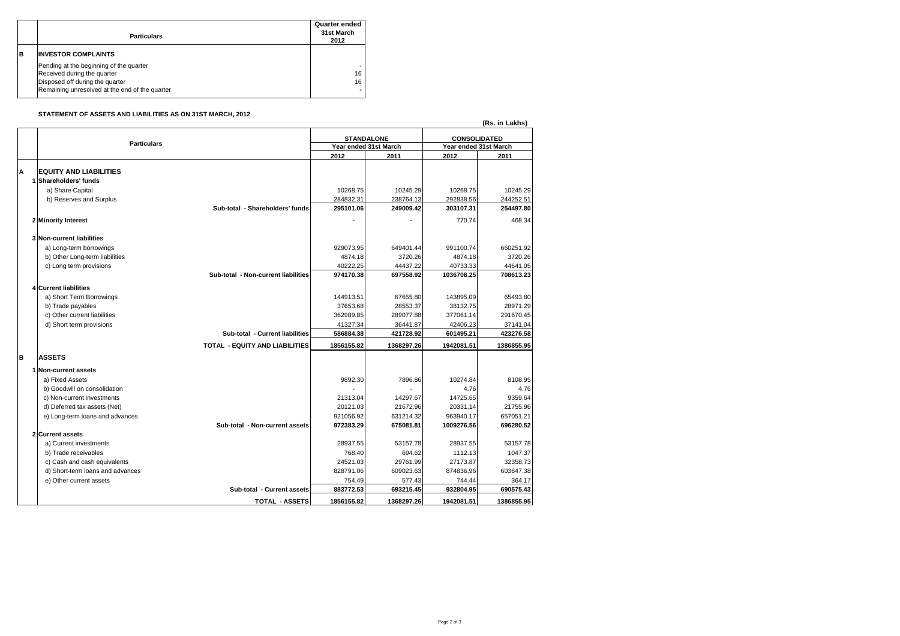| | Particulars | Quarter ended 31st March 2012 |
|---|---|---|
| **B** | **INVESTOR COMPLAINTS** | |
| | Pending at the beginning of the quarter | - |
| | Received during the quarter | 16 |
| | Disposed off during the quarter | 16 |
| | Remaining unresolved at the end of the quarter | - |

**STATEMENT OF ASSETS AND LIABILITIES AS ON 31ST MARCH, 2012**

**(Rs. in Lakhs)**

| | Particulars | STANDALONE | | CONSOLIDATED | |
|---|---|---|---|---|---|
| | | Year ended 31st March | | Year ended 31st March | |
| | | 2012 | 2011 | 2012 | 2011 |
| **A** | **EQUITY AND LIABILITIES** | | | | |
| 1 | **Shareholders' funds** | | | | |
| | a) Share Capital | 10268.75 | 10245.29 | 10268.75 | 10245.29 |
| | b) Reserves and Surplus | 284832.31 | 238764.13 | 292838.56 | 244252.51 |
| | **Sub-total - Shareholders' funds** | **295101.06** | **249009.42** | **303107.31** | **254497.80** |
| 2 | **Minority Interest** | - | - | 770.74 | 468.34 |
| 3 | **Non-current liabilities** | | | | |
| | a) Long-term borrowings | 929073.95 | 649401.44 | 991100.74 | 660251.92 |
| | b) Other Long-term liabilities | 4874.18 | 3720.26 | 4874.18 | 3720.26 |
| | c) Long term provisions | 40222.25 | 44437.22 | 40733.33 | 44641.05 |
| | **Sub-total - Non-current liabilities** | **974170.38** | **697558.92** | **1036708.25** | **708613.23** |
| 4 | **Current liabilities** | | | | |
| | a) Short Term Borrowings | 144913.51 | 67655.80 | 143895.09 | 65493.80 |
| | b) Trade payables | 37653.68 | 28553.37 | 38132.75 | 28971.29 |
| | c) Other current liabilities | 362989.85 | 289077.88 | 377061.14 | 291670.45 |
| | d) Short term provisions | 41327.34 | 36441.87 | 42406.23 | 37141.04 |
| | **Sub-total - Current liabilities** | **586884.38** | **421728.92** | **601495.21** | **423276.58** |
| | **TOTAL - EQUITY AND LIABILITIES** | **1856155.82** | **1368297.26** | **1942081.51** | **1386855.95** |
| **B** | **ASSETS** | | | | |
| 1 | **Non-current assets** | | | | |
| | a) Fixed Assets | 9892.30 | 7896.86 | 10274.84 | 8108.95 |
| | b) Goodwill on consolidation | - | - | 4.76 | 4.76 |
| | c) Non-current investments | 21313.04 | 14297.67 | 14725.65 | 9359.64 |
| | d) Deferred tax assets (Net) | 20121.03 | 21672.96 | 20331.14 | 21755.96 |
| | e) Long-term loans and advances | 921056.92 | 631214.32 | 963940.17 | 657051.21 |
| | **Sub-total - Non-current assets** | **972383.29** | **675081.81** | **1009276.56** | **696280.52** |
| 2 | **Current assets** | | | | |
| | a) Current investments | 28937.55 | 53157.78 | 28937.55 | 53157.78 |
| | b) Trade receivables | 768.40 | 694.62 | 1112.13 | 1047.37 |
| | c) Cash and cash equivalents | 24521.03 | 29761.99 | 27173.87 | 32358.73 |
| | d) Short-term loans and advances | 828791.06 | 609023.63 | 874836.96 | 603647.38 |
| | e) Other current assets | 754.49 | 577.43 | 744.44 | 364.17 |
| | **Sub-total - Current assets** | **883772.53** | **693215.45** | **932804.95** | **690575.43** |
| | **TOTAL - ASSETS** | **1856155.82** | **1368297.26** | **1942081.51** | **1386855.95** |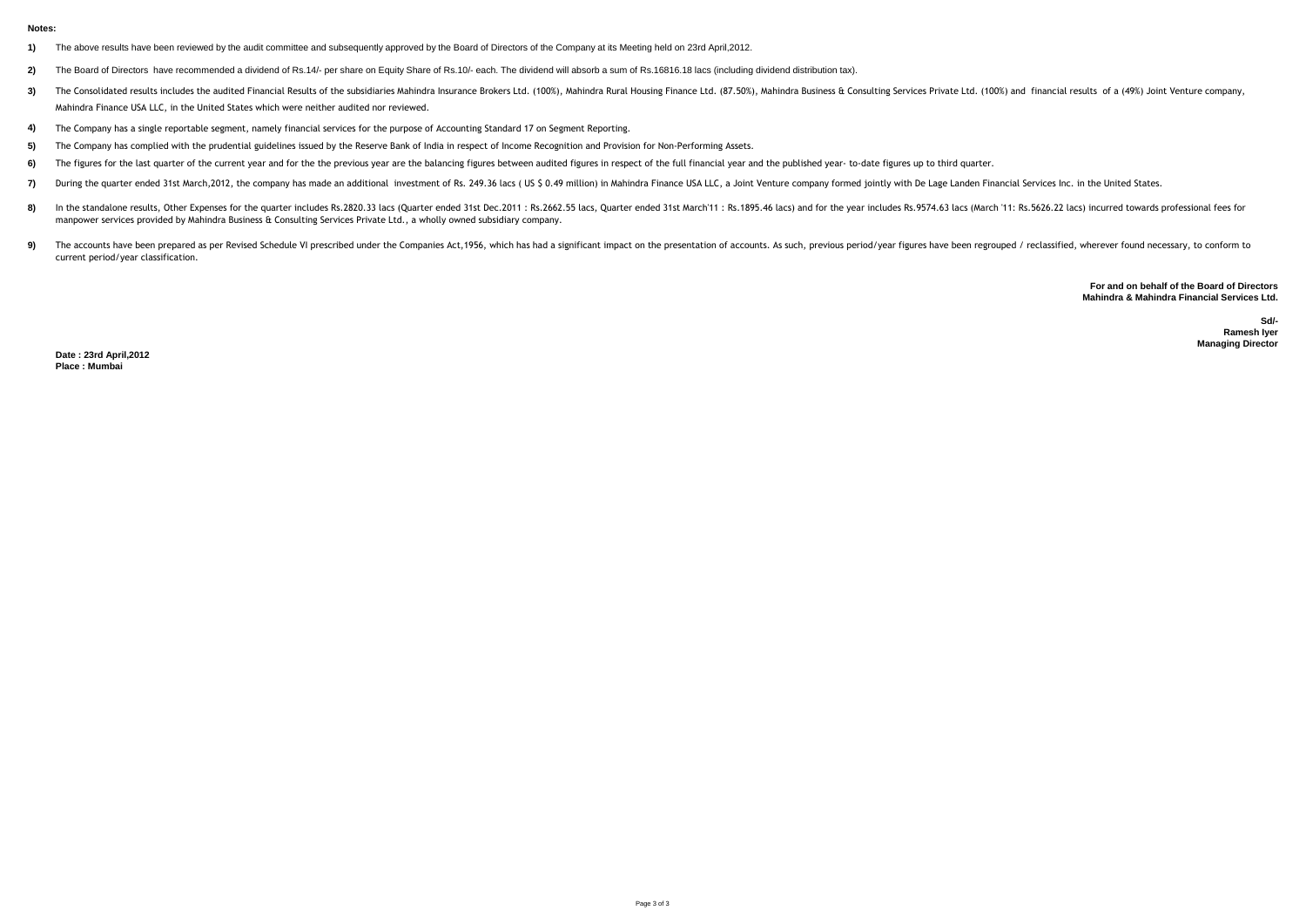**Notes:**

1) The above results have been reviewed by the audit committee and subsequently approved by the Board of Directors of the Company at its Meeting held on 23rd April,2012.

2) The Board of Directors have recommended a dividend of Rs.14/- per share on Equity Share of Rs.10/- each. The dividend will absorb a sum of Rs.16816.18 lacs (including dividend distribution tax).

3) The Consolidated results includes the audited Financial Results of the subsidiaries Mahindra Insurance Brokers Ltd. (100%), Mahindra Rural Housing Finance Ltd. (87.50%), Mahindra Business & Consulting Services Private Ltd. (100%) and financial results of a (49%) Joint Venture company, Mahindra Finance USA LLC, in the United States which were neither audited nor reviewed.

4) The Company has a single reportable segment, namely financial services for the purpose of Accounting Standard 17 on Segment Reporting.

5) The Company has complied with the prudential guidelines issued by the Reserve Bank of India in respect of Income Recognition and Provision for Non-Performing Assets.

6) The figures for the last quarter of the current year and for the the previous year are the balancing figures between audited figures in respect of the full financial year and the published year- to-date figures up to third quarter.

7) During the quarter ended 31st March,2012, the company has made an additional investment of Rs. 249.36 lacs ( US $ 0.49 million) in Mahindra Finance USA LLC, a Joint Venture company formed jointly with De Lage Landen Financial Services Inc. in the United States.

8) In the standalone results, Other Expenses for the quarter includes Rs.2820.33 lacs (Quarter ended 31st Dec.2011 : Rs.2662.55 lacs, Quarter ended 31st March'11 : Rs.1895.46 lacs) and for the year includes Rs.9574.63 lacs (March '11: Rs.5626.22 lacs) incurred towards professional fees for manpower services provided by Mahindra Business & Consulting Services Private Ltd., a wholly owned subsidiary company.

9) The accounts have been prepared as per Revised Schedule VI prescribed under the Companies Act,1956, which has had a significant impact on the presentation of accounts. As such, previous period/year figures have been regrouped / reclassified, wherever found necessary, to conform to current period/year classification.

**For and on behalf of the Board of Directors**
**Mahindra & Mahindra Financial Services Ltd.**

**Sd/-**
**Ramesh Iyer**
**Managing Director**

**Date : 23rd April,2012**
**Place : Mumbai**